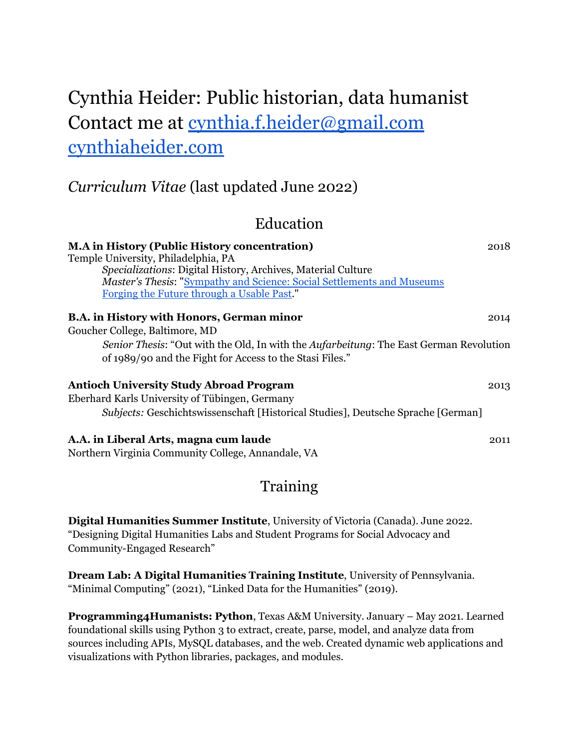# Cynthia Heider: Public historian, data humanist
# Contact me at [cynthia.f.heider@gmail.com](mailto:cynthia.f.heider@gmail.com) [cynthiaheider.com](cynthiaheider.com)

## *Curriculum Vitae* (last updated June 2022)

## Education

**M.A in History (Public History concentration)** 2018
Temple University, Philadelphia, PA
*Specializations*: Digital History, Archives, Material Culture
*Master's Thesis*: "Sympathy and Science: Social Settlements and Museums Forging the Future through a Usable Past."

**B.A. in History with Honors, German minor** 2014
Goucher College, Baltimore, MD
*Senior Thesis*: "Out with the Old, In with the *Aufarbeitung*: The East German Revolution of 1989/90 and the Fight for Access to the Stasi Files."

**Antioch University Study Abroad Program** 2013
Eberhard Karls University of Tübingen, Germany
*Subjects:* Geschichtswissenschaft [Historical Studies], Deutsche Sprache [German]

**A.A. in Liberal Arts, magna cum laude** 2011
Northern Virginia Community College, Annandale, VA

## Training

**Digital Humanities Summer Institute**, University of Victoria (Canada). June 2022. "Designing Digital Humanities Labs and Student Programs for Social Advocacy and Community-Engaged Research"

**Dream Lab: A Digital Humanities Training Institute**, University of Pennsylvania. "Minimal Computing" (2021), "Linked Data for the Humanities" (2019).

**Programming4Humanists: Python**, Texas A&M University. January – May 2021. Learned foundational skills using Python 3 to extract, create, parse, model, and analyze data from sources including APIs, MySQL databases, and the web. Created dynamic web applications and visualizations with Python libraries, packages, and modules.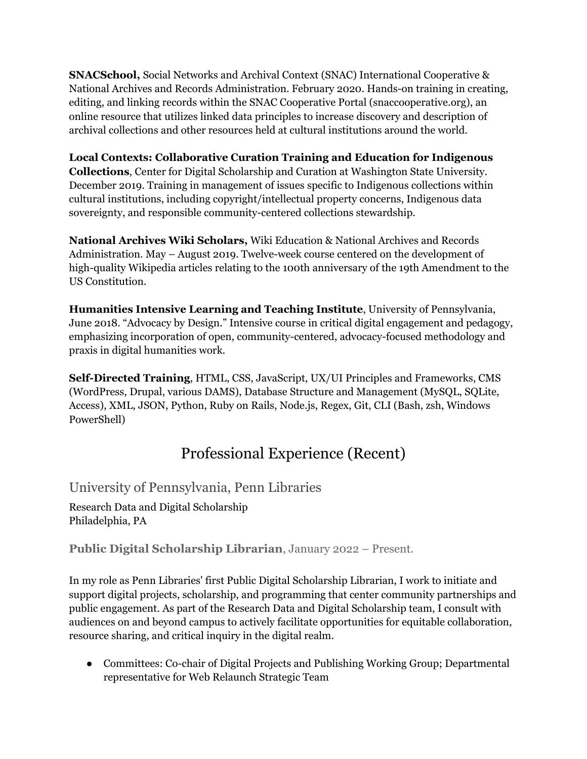**SNACSchool,** Social Networks and Archival Context (SNAC) International Cooperative & National Archives and Records Administration. February 2020. Hands-on training in creating, editing, and linking records within the SNAC Cooperative Portal (snaccooperative.org), an online resource that utilizes linked data principles to increase discovery and description of archival collections and other resources held at cultural institutions around the world.

**Local Contexts: Collaborative Curation Training and Education for Indigenous Collections**, Center for Digital Scholarship and Curation at Washington State University. December 2019. Training in management of issues specific to Indigenous collections within cultural institutions, including copyright/intellectual property concerns, Indigenous data sovereignty, and responsible community-centered collections stewardship.

**National Archives Wiki Scholars,** Wiki Education & National Archives and Records Administration. May – August 2019. Twelve-week course centered on the development of high-quality Wikipedia articles relating to the 100th anniversary of the 19th Amendment to the US Constitution.

**Humanities Intensive Learning and Teaching Institute**, University of Pennsylvania, June 2018. "Advocacy by Design." Intensive course in critical digital engagement and pedagogy, emphasizing incorporation of open, community-centered, advocacy-focused methodology and praxis in digital humanities work.

**Self-Directed Training**, HTML, CSS, JavaScript, UX/UI Principles and Frameworks, CMS (WordPress, Drupal, various DAMS), Database Structure and Management (MySQL, SQLite, Access), XML, JSON, Python, Ruby on Rails, Node.js, Regex, Git, CLI (Bash, zsh, Windows PowerShell)

## Professional Experience (Recent)

### University of Pennsylvania, Penn Libraries

Research Data and Digital Scholarship
Philadelphia, PA

#### **Public Digital Scholarship Librarian**, January 2022 – Present.

In my role as Penn Libraries' first Public Digital Scholarship Librarian, I work to initiate and support digital projects, scholarship, and programming that center community partnerships and public engagement. As part of the Research Data and Digital Scholarship team, I consult with audiences on and beyond campus to actively facilitate opportunities for equitable collaboration, resource sharing, and critical inquiry in the digital realm.

- Committees: Co-chair of Digital Projects and Publishing Working Group; Departmental representative for Web Relaunch Strategic Team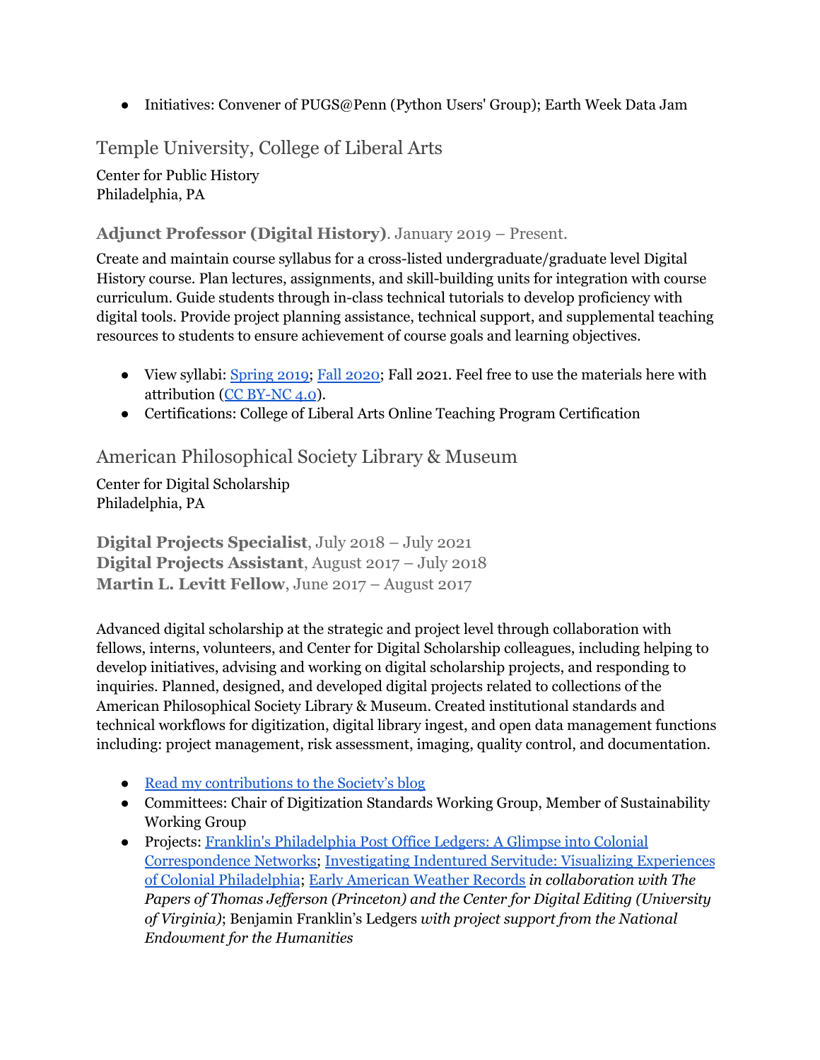- Initiatives: Convener of PUGS@Penn (Python Users' Group); Earth Week Data Jam

## Temple University, College of Liberal Arts

Center for Public History
Philadelphia, PA

### **Adjunct Professor (Digital History)**. January 2019 – Present.

Create and maintain course syllabus for a cross-listed undergraduate/graduate level Digital History course. Plan lectures, assignments, and skill-building units for integration with course curriculum. Guide students through in-class technical tutorials to develop proficiency with digital tools. Provide project planning assistance, technical support, and supplemental teaching resources to students to ensure achievement of course goals and learning objectives.

- View syllabi: Spring 2019; Fall 2020; Fall 2021. Feel free to use the materials here with attribution (CC BY-NC 4.0).
- Certifications: College of Liberal Arts Online Teaching Program Certification

## American Philosophical Society Library & Museum

Center for Digital Scholarship
Philadelphia, PA

**Digital Projects Specialist**, July 2018 – July 2021
**Digital Projects Assistant**, August 2017 – July 2018
**Martin L. Levitt Fellow**, June 2017 – August 2017

Advanced digital scholarship at the strategic and project level through collaboration with fellows, interns, volunteers, and Center for Digital Scholarship colleagues, including helping to develop initiatives, advising and working on digital scholarship projects, and responding to inquiries. Planned, designed, and developed digital projects related to collections of the American Philosophical Society Library & Museum. Created institutional standards and technical workflows for digitization, digital library ingest, and open data management functions including: project management, risk assessment, imaging, quality control, and documentation.

- Read my contributions to the Society's blog
- Committees: Chair of Digitization Standards Working Group, Member of Sustainability Working Group
- Projects: Franklin's Philadelphia Post Office Ledgers: A Glimpse into Colonial Correspondence Networks; Investigating Indentured Servitude: Visualizing Experiences of Colonial Philadelphia; Early American Weather Records *in collaboration with The Papers of Thomas Jefferson (Princeton) and the Center for Digital Editing (University of Virginia)*; Benjamin Franklin's Ledgers *with project support from the National Endowment for the Humanities*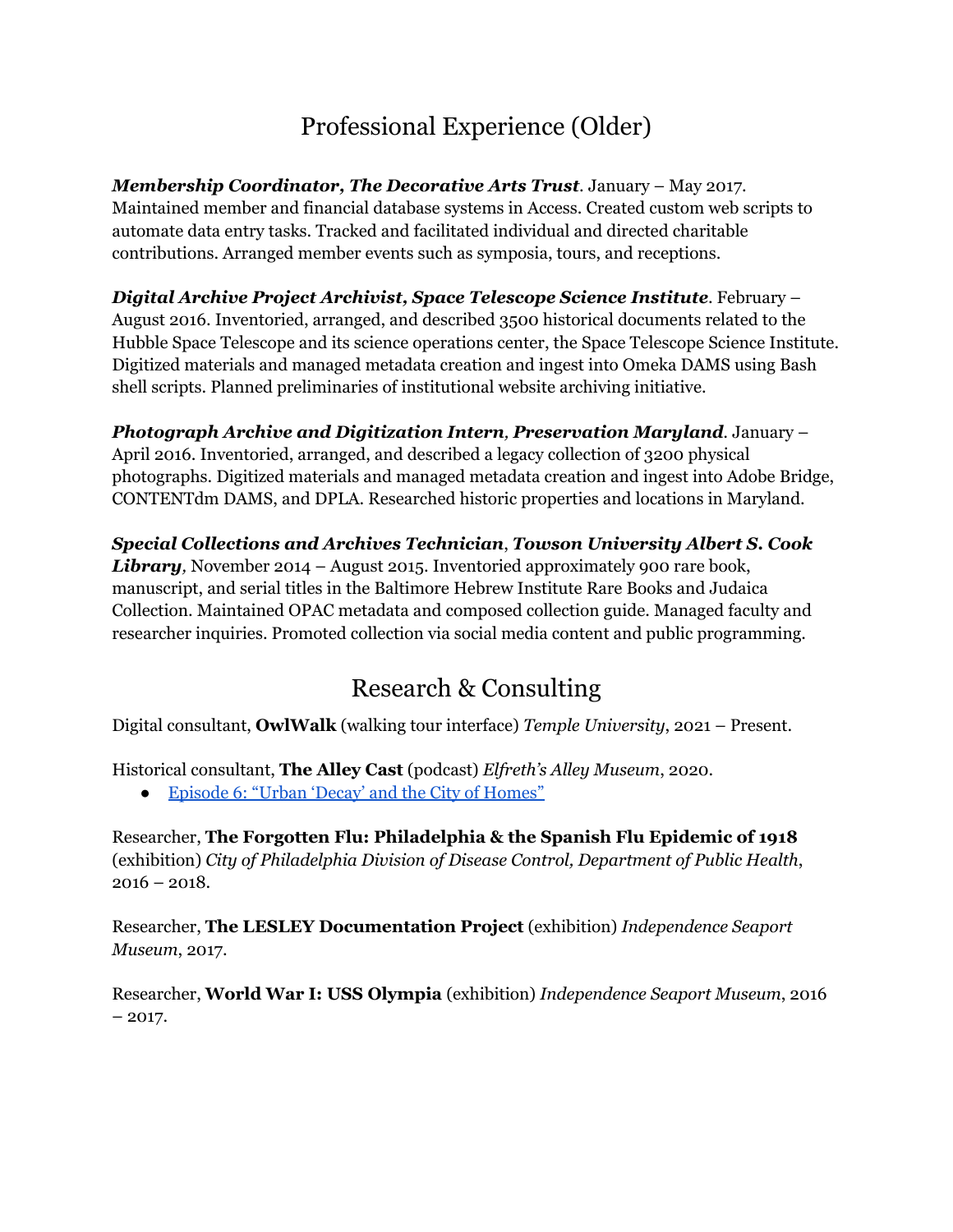## Professional Experience (Older)

***Membership Coordinator, The Decorative Arts Trust***. January – May 2017. Maintained member and financial database systems in Access. Created custom web scripts to automate data entry tasks. Tracked and facilitated individual and directed charitable contributions. Arranged member events such as symposia, tours, and receptions.

***Digital Archive Project Archivist, Space Telescope Science Institute***. February – August 2016. Inventoried, arranged, and described 3500 historical documents related to the Hubble Space Telescope and its science operations center, the Space Telescope Science Institute. Digitized materials and managed metadata creation and ingest into Omeka DAMS using Bash shell scripts. Planned preliminaries of institutional website archiving initiative.

***Photograph Archive and Digitization Intern, Preservation Maryland***. January – April 2016. Inventoried, arranged, and described a legacy collection of 3200 physical photographs. Digitized materials and managed metadata creation and ingest into Adobe Bridge, CONTENTdm DAMS, and DPLA. Researched historic properties and locations in Maryland.

***Special Collections and Archives Technician*, *Towson University Albert S. Cook Library***, November 2014 – August 2015. Inventoried approximately 900 rare book, manuscript, and serial titles in the Baltimore Hebrew Institute Rare Books and Judaica Collection. Maintained OPAC metadata and composed collection guide. Managed faculty and researcher inquiries. Promoted collection via social media content and public programming.

## Research & Consulting

Digital consultant, **OwlWalk** (walking tour interface) *Temple University*, 2021 – Present.

Historical consultant, **The Alley Cast** (podcast) *Elfreth's Alley Museum*, 2020.

- Episode 6: "Urban 'Decay' and the City of Homes"

Researcher, **The Forgotten Flu: Philadelphia & the Spanish Flu Epidemic of 1918** (exhibition) *City of Philadelphia Division of Disease Control, Department of Public Health*, 2016 – 2018.

Researcher, **The LESLEY Documentation Project** (exhibition) *Independence Seaport Museum*, 2017.

Researcher, **World War I: USS Olympia** (exhibition) *Independence Seaport Museum*, 2016 – 2017.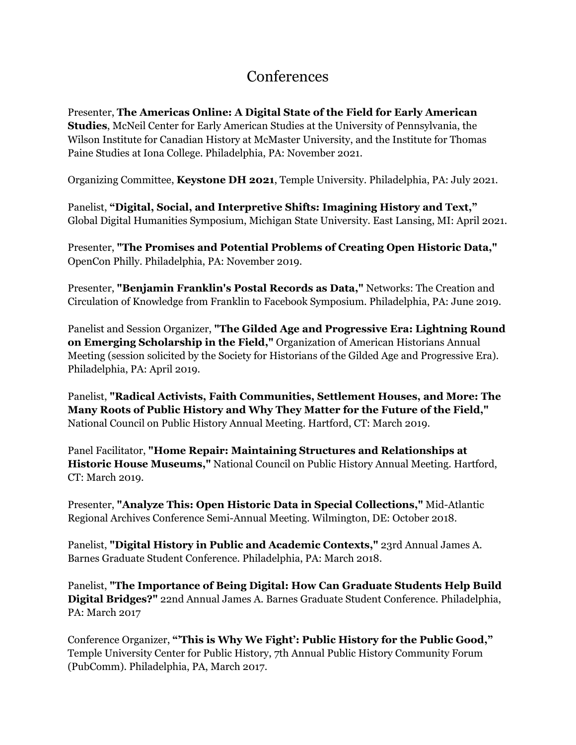# Conferences

Presenter, **The Americas Online: A Digital State of the Field for Early American Studies**, McNeil Center for Early American Studies at the University of Pennsylvania, the Wilson Institute for Canadian History at McMaster University, and the Institute for Thomas Paine Studies at Iona College. Philadelphia, PA: November 2021.

Organizing Committee, **Keystone DH 2021**, Temple University. Philadelphia, PA: July 2021.

Panelist, **"Digital, Social, and Interpretive Shifts: Imagining History and Text,"** Global Digital Humanities Symposium, Michigan State University. East Lansing, MI: April 2021.

Presenter, **"The Promises and Potential Problems of Creating Open Historic Data,"** OpenCon Philly. Philadelphia, PA: November 2019.

Presenter, **"Benjamin Franklin's Postal Records as Data,"** Networks: The Creation and Circulation of Knowledge from Franklin to Facebook Symposium. Philadelphia, PA: June 2019.

Panelist and Session Organizer, **"The Gilded Age and Progressive Era: Lightning Round on Emerging Scholarship in the Field,"** Organization of American Historians Annual Meeting (session solicited by the Society for Historians of the Gilded Age and Progressive Era). Philadelphia, PA: April 2019.

Panelist, **"Radical Activists, Faith Communities, Settlement Houses, and More: The Many Roots of Public History and Why They Matter for the Future of the Field,"** National Council on Public History Annual Meeting. Hartford, CT: March 2019.

Panel Facilitator, **"Home Repair: Maintaining Structures and Relationships at Historic House Museums,"** National Council on Public History Annual Meeting. Hartford, CT: March 2019.

Presenter, **"Analyze This: Open Historic Data in Special Collections,"** Mid-Atlantic Regional Archives Conference Semi-Annual Meeting. Wilmington, DE: October 2018.

Panelist, **"Digital History in Public and Academic Contexts,"** 23rd Annual James A. Barnes Graduate Student Conference. Philadelphia, PA: March 2018.

Panelist, **"The Importance of Being Digital: How Can Graduate Students Help Build Digital Bridges?"** 22nd Annual James A. Barnes Graduate Student Conference. Philadelphia, PA: March 2017

Conference Organizer, **"'This is Why We Fight': Public History for the Public Good,"** Temple University Center for Public History, 7th Annual Public History Community Forum (PubComm). Philadelphia, PA, March 2017.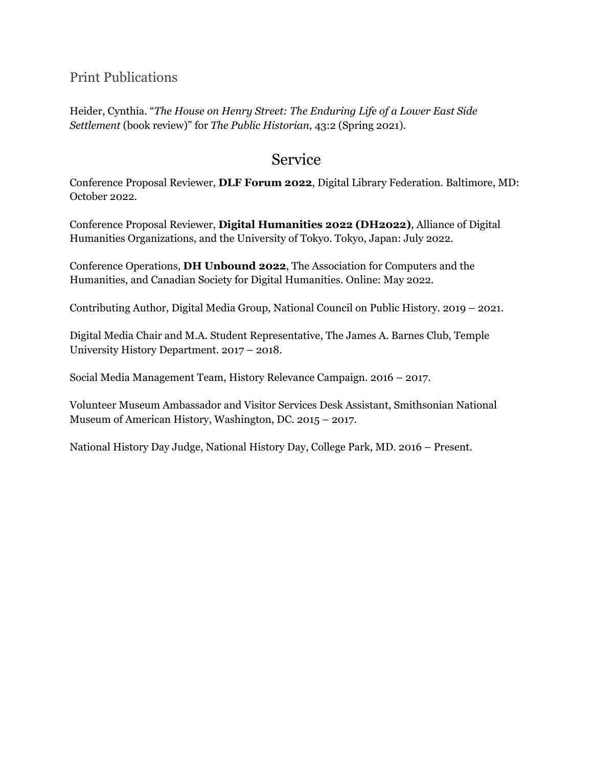### Print Publications

Heider, Cynthia. "*The House on Henry Street: The Enduring Life of a Lower East Side Settlement* (book review)" for *The Public Historian*, 43:2 (Spring 2021).

## Service

Conference Proposal Reviewer, **DLF Forum 2022**, Digital Library Federation. Baltimore, MD: October 2022.

Conference Proposal Reviewer, **Digital Humanities 2022 (DH2022)**, Alliance of Digital Humanities Organizations, and the University of Tokyo. Tokyo, Japan: July 2022.

Conference Operations, **DH Unbound 2022**, The Association for Computers and the Humanities, and Canadian Society for Digital Humanities. Online: May 2022.

Contributing Author, Digital Media Group, National Council on Public History. 2019 – 2021.

Digital Media Chair and M.A. Student Representative, The James A. Barnes Club, Temple University History Department. 2017 – 2018.

Social Media Management Team, History Relevance Campaign. 2016 – 2017.

Volunteer Museum Ambassador and Visitor Services Desk Assistant, Smithsonian National Museum of American History, Washington, DC. 2015 – 2017.

National History Day Judge, National History Day, College Park, MD. 2016 – Present.